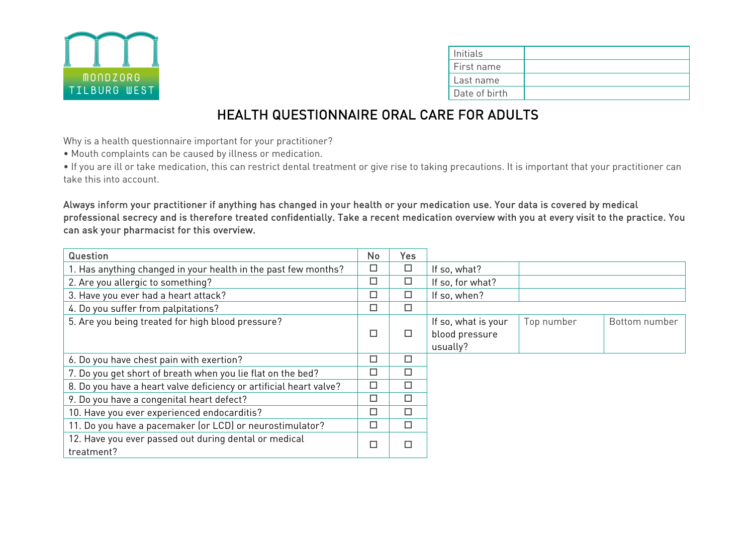MONDZORG TILBURG WEST

| Initials | |
|---|---|
| First name | |
| Last name | |
| Date of birth | |

# HEALTH QUESTIONNAIRE ORAL CARE FOR ADULTS

Why is a health questionnaire important for your practitioner?

- Mouth complaints can be caused by illness or medication.
- If you are ill or take medication, this can restrict dental treatment or give rise to taking precautions. It is important that your practitioner can take this into account.

**Always inform your practitioner if anything has changed in your health or your medication use. Your data is covered by medical professional secrecy and is therefore treated confidentially. Take a recent medication overview with you at every visit to the practice. You can ask your pharmacist for this overview.**

| Question | No | Yes | | | |
|---|---|---|---|---|---|
| 1. Has anything changed in your health in the past few months? | ☐ | ☐ | If so, what? | | |
| 2. Are you allergic to something? | ☐ | ☐ | If so, for what? | | |
| 3. Have you ever had a heart attack? | ☐ | ☐ | If so, when? | | |
| 4. Do you suffer from palpitations? | ☐ | ☐ | | | |
| 5. Are you being treated for high blood pressure? | ☐ | ☐ | If so, what is your blood pressure usually? | Top number | Bottom number |
| 6. Do you have chest pain with exertion? | ☐ | ☐ | | | |
| 7. Do you get short of breath when you lie flat on the bed? | ☐ | ☐ | | | |
| 8. Do you have a heart valve deficiency or artificial heart valve? | ☐ | ☐ | | | |
| 9. Do you have a congenital heart defect? | ☐ | ☐ | | | |
| 10. Have you ever experienced endocarditis? | ☐ | ☐ | | | |
| 11. Do you have a pacemaker (or LCD) or neurostimulator? | ☐ | ☐ | | | |
| 12. Have you ever passed out during dental or medical treatment? | ☐ | ☐ | | | |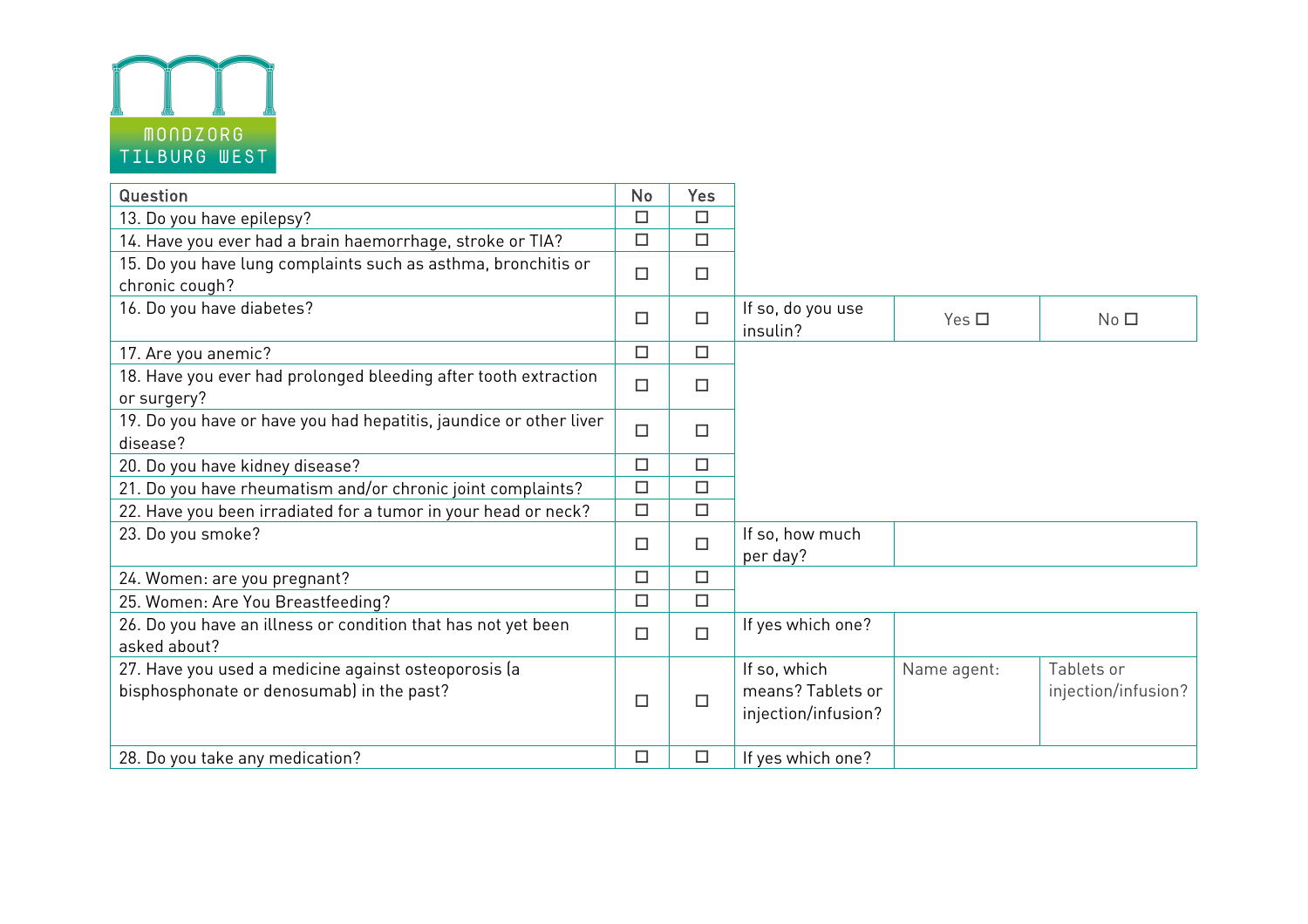MONDZORG TILBURG WEST

| Question | No | Yes | | | |
|---|---|---|---|---|---|
| 13. Do you have epilepsy? | ☐ | ☐ | | | |
| 14. Have you ever had a brain haemorrhage, stroke or TIA? | ☐ | ☐ | | | |
| 15. Do you have lung complaints such as asthma, bronchitis or chronic cough? | ☐ | ☐ | | | |
| 16. Do you have diabetes? | ☐ | ☐ | If so, do you use insulin? | Yes ☐ | No ☐ |
| 17. Are you anemic? | ☐ | ☐ | | | |
| 18. Have you ever had prolonged bleeding after tooth extraction or surgery? | ☐ | ☐ | | | |
| 19. Do you have or have you had hepatitis, jaundice or other liver disease? | ☐ | ☐ | | | |
| 20. Do you have kidney disease? | ☐ | ☐ | | | |
| 21. Do you have rheumatism and/or chronic joint complaints? | ☐ | ☐ | | | |
| 22. Have you been irradiated for a tumor in your head or neck? | ☐ | ☐ | | | |
| 23. Do you smoke? | ☐ | ☐ | If so, how much per day? | | |
| 24. Women: are you pregnant? | ☐ | ☐ | | | |
| 25. Women: Are You Breastfeeding? | ☐ | ☐ | | | |
| 26. Do you have an illness or condition that has not yet been asked about? | ☐ | ☐ | If yes which one? | | |
| 27. Have you used a medicine against osteoporosis (a bisphosphonate or denosumab) in the past? | ☐ | ☐ | If so, which means? Tablets or injection/infusion? | Name agent: | Tablets or injection/infusion? |
| 28. Do you take any medication? | ☐ | ☐ | If yes which one? | | |